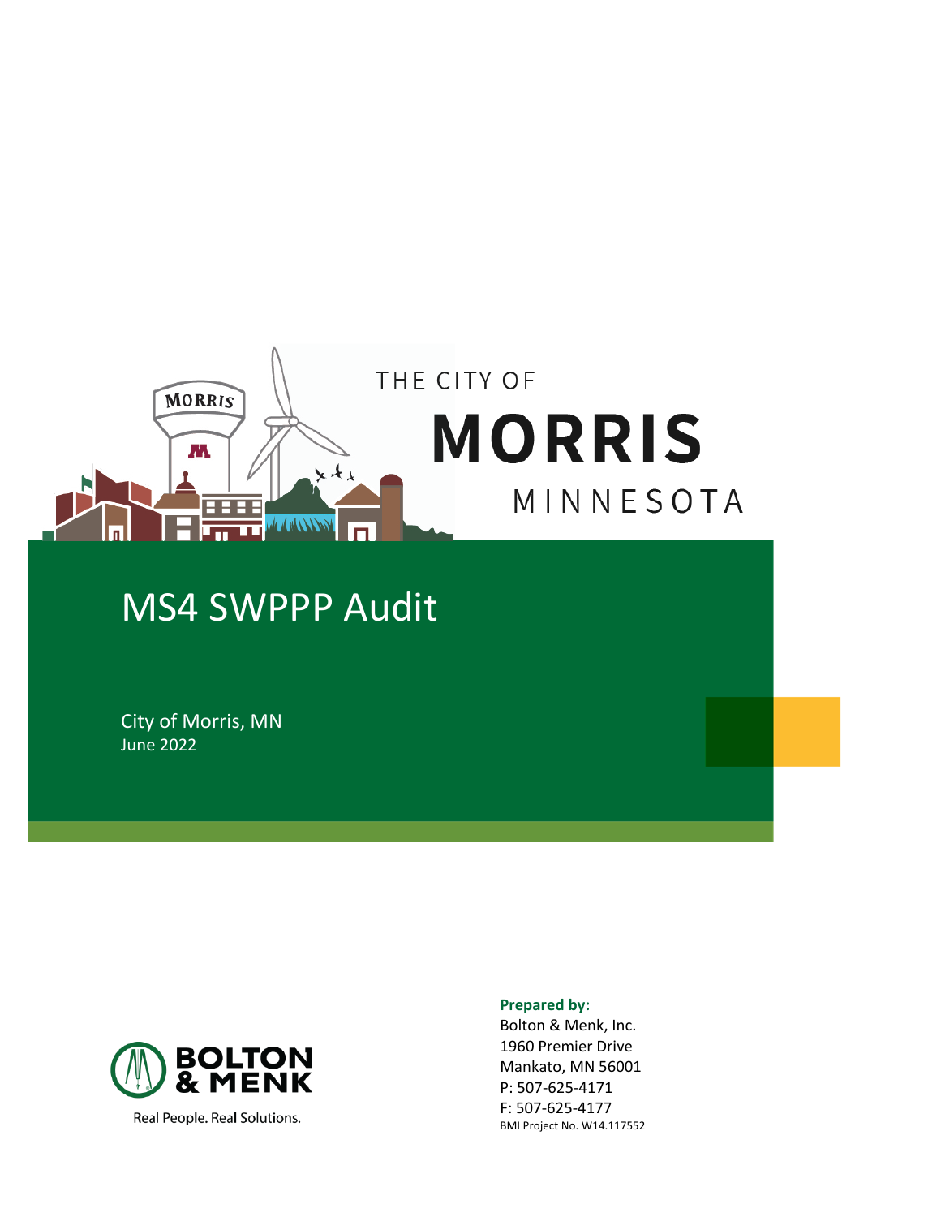THE CITY OF

# MORRIS

MINNESOTA

# MS4 SWPPP Audit

City of Morris, MN
June 2022

BOLTON & MENK

Real People. Real Solutions.

**Prepared by:**
Bolton & Menk, Inc.
1960 Premier Drive
Mankato, MN 56001
P: 507-625-4171
F: 507-625-4177
BMI Project No. W14.117552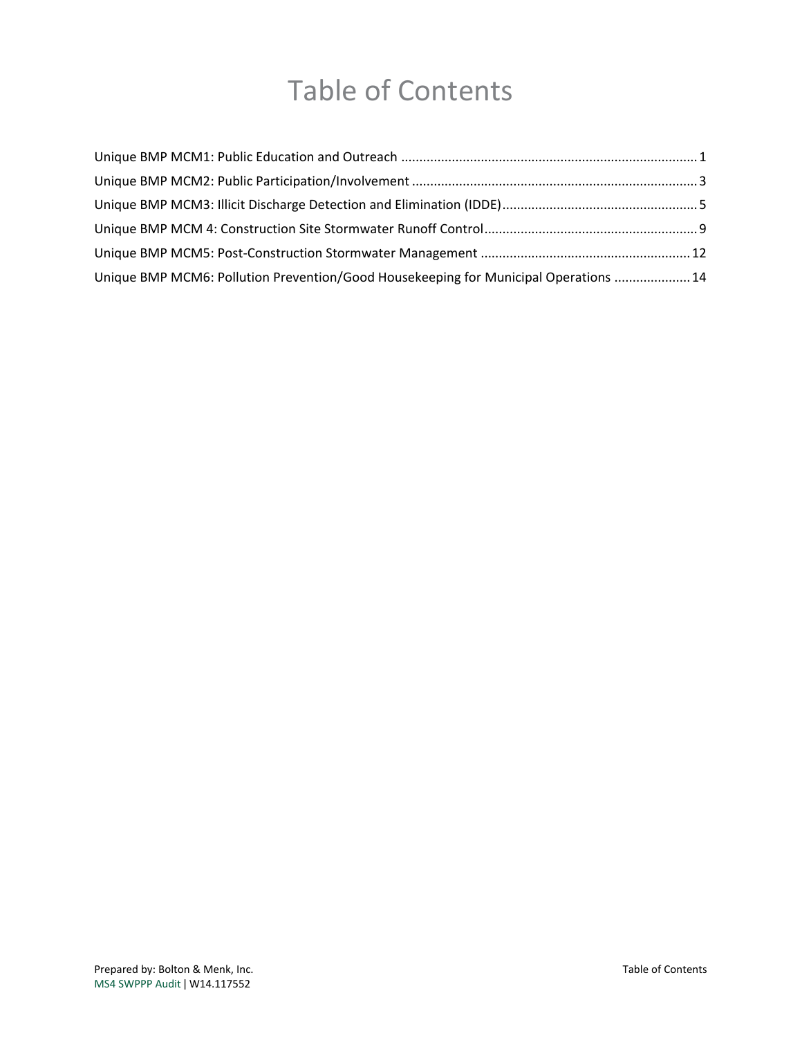# Table of Contents

Unique BMP MCM1: Public Education and Outreach ........................................................................................ 1
Unique BMP MCM2: Public Participation/Involvement ..................................................................................... 3
Unique BMP MCM3: Illicit Discharge Detection and Elimination (IDDE) ........................................................ 5
Unique BMP MCM 4: Construction Site Stormwater Runoff Control ............................................................. 9
Unique BMP MCM5: Post-Construction Stormwater Management ............................................................. 12
Unique BMP MCM6: Pollution Prevention/Good Housekeeping for Municipal Operations ........................ 14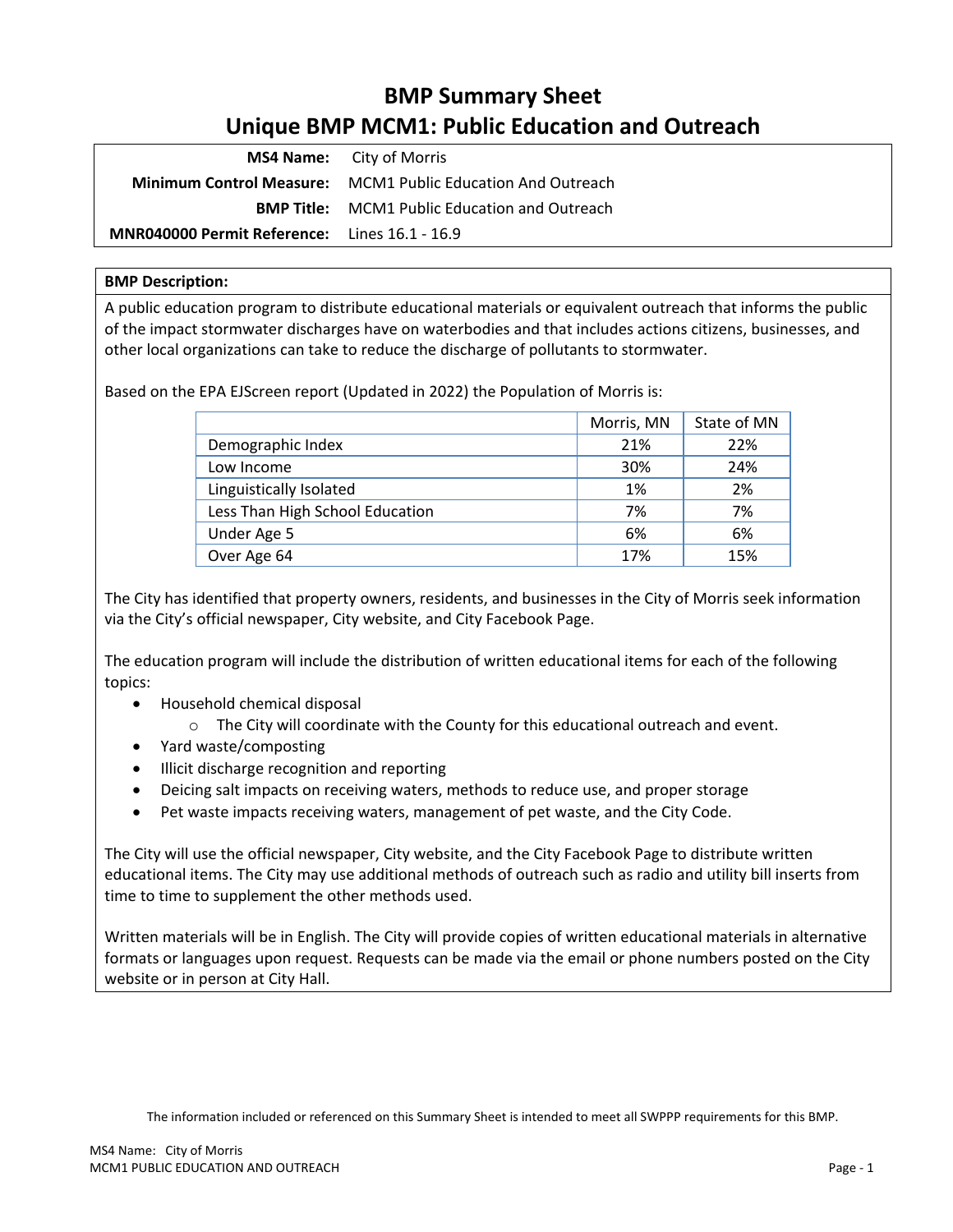# BMP Summary Sheet
# Unique BMP MCM1: Public Education and Outreach

| | |
|---|---|
| **MS4 Name:** | City of Morris |
| **Minimum Control Measure:** | MCM1 Public Education And Outreach |
| **BMP Title:** | MCM1 Public Education and Outreach |
| **MNR040000 Permit Reference:** | Lines 16.1 - 16.9 |

**BMP Description:**

A public education program to distribute educational materials or equivalent outreach that informs the public of the impact stormwater discharges have on waterbodies and that includes actions citizens, businesses, and other local organizations can take to reduce the discharge of pollutants to stormwater.

Based on the EPA EJScreen report (Updated in 2022) the Population of Morris is:

| | Morris, MN | State of MN |
|---|---|---|
| Demographic Index | 21% | 22% |
| Low Income | 30% | 24% |
| Linguistically Isolated | 1% | 2% |
| Less Than High School Education | 7% | 7% |
| Under Age 5 | 6% | 6% |
| Over Age 64 | 17% | 15% |

The City has identified that property owners, residents, and businesses in the City of Morris seek information via the City's official newspaper, City website, and City Facebook Page.

The education program will include the distribution of written educational items for each of the following topics:

- Household chemical disposal
  - The City will coordinate with the County for this educational outreach and event.
- Yard waste/composting
- Illicit discharge recognition and reporting
- Deicing salt impacts on receiving waters, methods to reduce use, and proper storage
- Pet waste impacts receiving waters, management of pet waste, and the City Code.

The City will use the official newspaper, City website, and the City Facebook Page to distribute written educational items. The City may use additional methods of outreach such as radio and utility bill inserts from time to time to supplement the other methods used.

Written materials will be in English. The City will provide copies of written educational materials in alternative formats or languages upon request. Requests can be made via the email or phone numbers posted on the City website or in person at City Hall.

The information included or referenced on this Summary Sheet is intended to meet all SWPPP requirements for this BMP.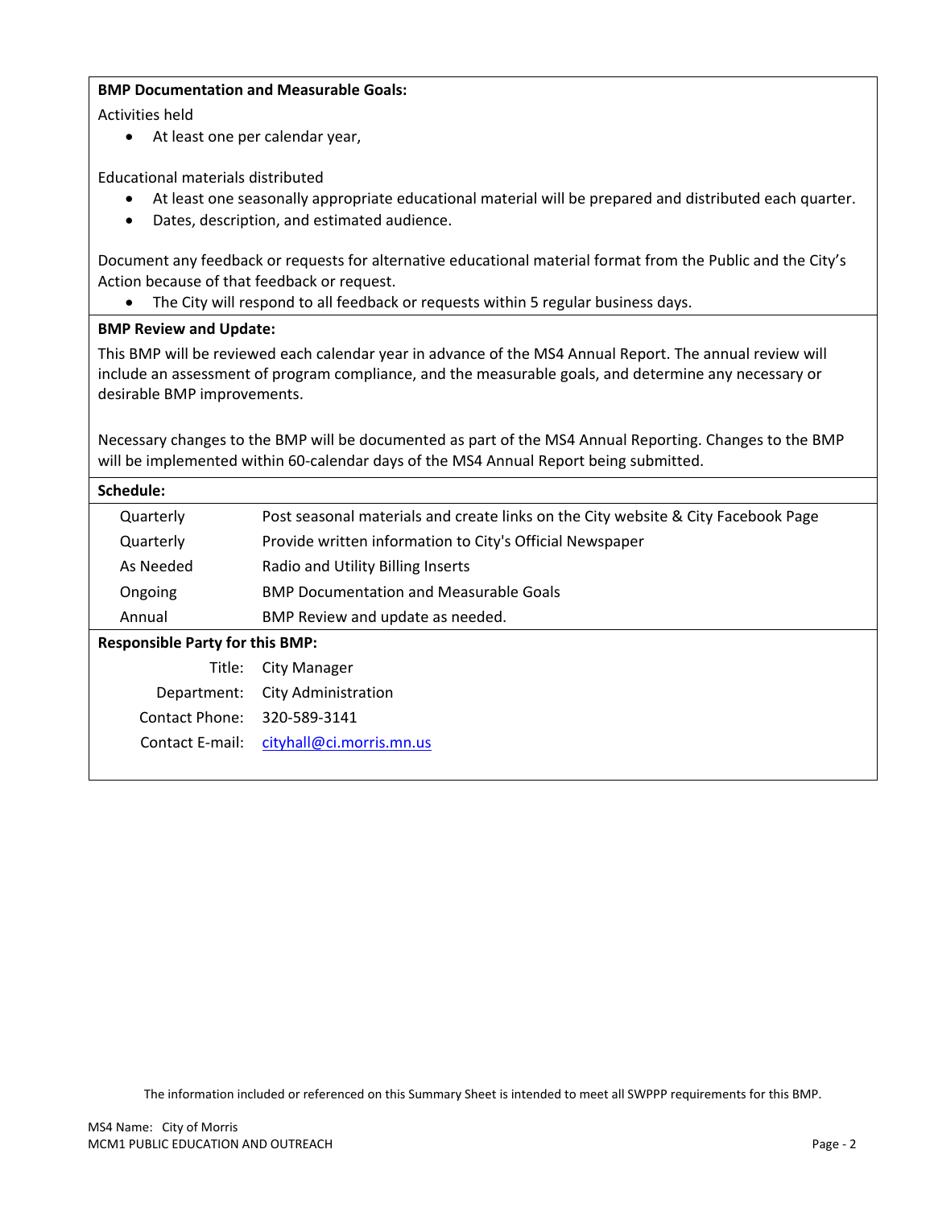**BMP Documentation and Measurable Goals:**

Activities held

- At least one per calendar year,

Educational materials distributed

- At least one seasonally appropriate educational material will be prepared and distributed each quarter.
- Dates, description, and estimated audience.

Document any feedback or requests for alternative educational material format from the Public and the City's Action because of that feedback or request.

- The City will respond to all feedback or requests within 5 regular business days.

**BMP Review and Update:**

This BMP will be reviewed each calendar year in advance of the MS4 Annual Report. The annual review will include an assessment of program compliance, and the measurable goals, and determine any necessary or desirable BMP improvements.

Necessary changes to the BMP will be documented as part of the MS4 Annual Reporting. Changes to the BMP will be implemented within 60-calendar days of the MS4 Annual Report being submitted.

**Schedule:**

| | |
|---|---|
| Quarterly | Post seasonal materials and create links on the City website & City Facebook Page |
| Quarterly | Provide written information to City's Official Newspaper |
| As Needed | Radio and Utility Billing Inserts |
| Ongoing | BMP Documentation and Measurable Goals |
| Annual | BMP Review and update as needed. |

**Responsible Party for this BMP:**

| | |
|---|---|
| Title: | City Manager |
| Department: | City Administration |
| Contact Phone: | 320-589-3141 |
| Contact E-mail: | cityhall@ci.morris.mn.us |

The information included or referenced on this Summary Sheet is intended to meet all SWPPP requirements for this BMP.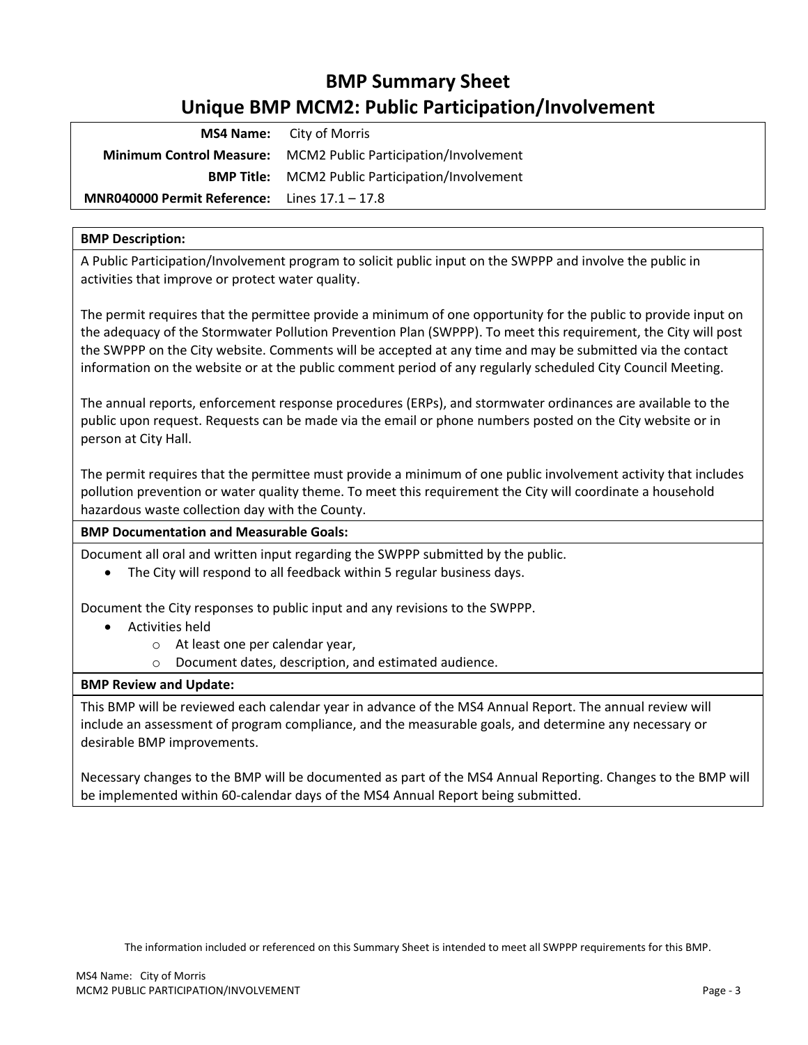# BMP Summary Sheet

## Unique BMP MCM2: Public Participation/Involvement

| | |
|---|---|
| **MS4 Name:** | City of Morris |
| **Minimum Control Measure:** | MCM2 Public Participation/Involvement |
| **BMP Title:** | MCM2 Public Participation/Involvement |
| **MNR040000 Permit Reference:** | Lines 17.1 – 17.8 |

**BMP Description:**

A Public Participation/Involvement program to solicit public input on the SWPPP and involve the public in activities that improve or protect water quality.

The permit requires that the permittee provide a minimum of one opportunity for the public to provide input on the adequacy of the Stormwater Pollution Prevention Plan (SWPPP). To meet this requirement, the City will post the SWPPP on the City website. Comments will be accepted at any time and may be submitted via the contact information on the website or at the public comment period of any regularly scheduled City Council Meeting.

The annual reports, enforcement response procedures (ERPs), and stormwater ordinances are available to the public upon request. Requests can be made via the email or phone numbers posted on the City website or in person at City Hall.

The permit requires that the permittee must provide a minimum of one public involvement activity that includes pollution prevention or water quality theme. To meet this requirement the City will coordinate a household hazardous waste collection day with the County.

**BMP Documentation and Measurable Goals:**

Document all oral and written input regarding the SWPPP submitted by the public.

- The City will respond to all feedback within 5 regular business days.

Document the City responses to public input and any revisions to the SWPPP.

- Activities held
  - At least one per calendar year,
  - Document dates, description, and estimated audience.

**BMP Review and Update:**

This BMP will be reviewed each calendar year in advance of the MS4 Annual Report. The annual review will include an assessment of program compliance, and the measurable goals, and determine any necessary or desirable BMP improvements.

Necessary changes to the BMP will be documented as part of the MS4 Annual Reporting. Changes to the BMP will be implemented within 60-calendar days of the MS4 Annual Report being submitted.

The information included or referenced on this Summary Sheet is intended to meet all SWPPP requirements for this BMP.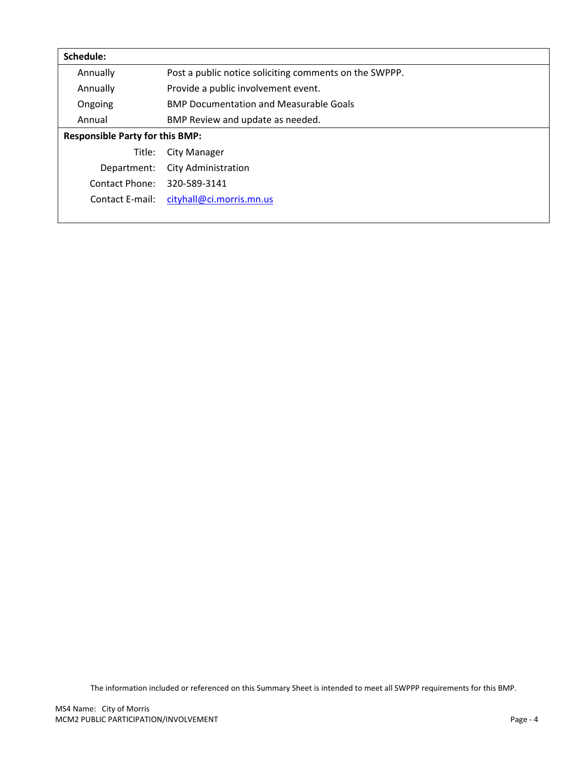**Schedule:**

| | |
|---|---|
| Annually | Post a public notice soliciting comments on the SWPPP. |
| Annually | Provide a public involvement event. |
| Ongoing | BMP Documentation and Measurable Goals |
| Annual | BMP Review and update as needed. |

**Responsible Party for this BMP:**

| | |
|---|---|
| Title: | City Manager |
| Department: | City Administration |
| Contact Phone: | 320-589-3141 |
| Contact E-mail: | cityhall@ci.morris.mn.us |

The information included or referenced on this Summary Sheet is intended to meet all SWPPP requirements for this BMP.

MS4 Name: City of Morris
MCM2 PUBLIC PARTICIPATION/INVOLVEMENT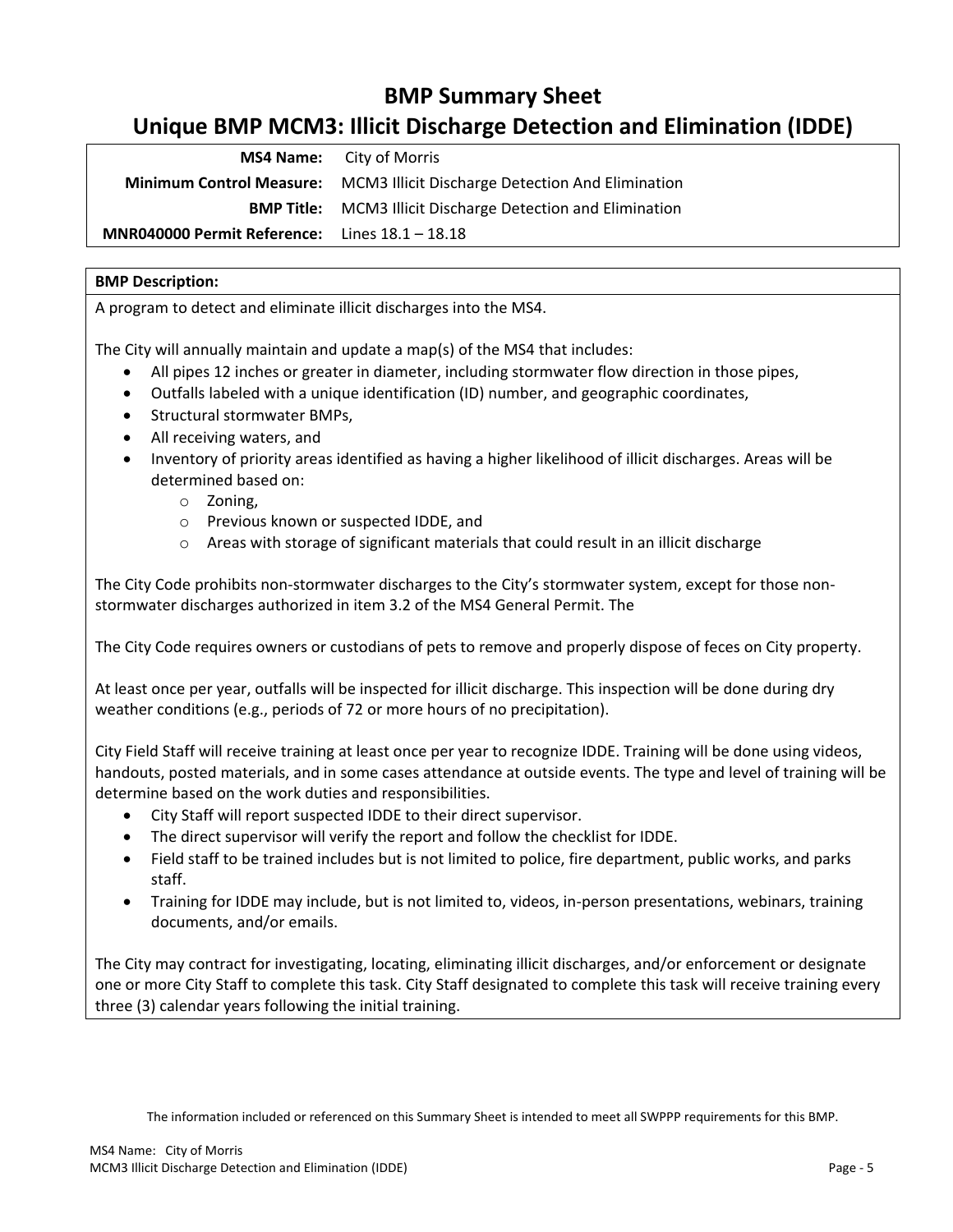# BMP Summary Sheet

## Unique BMP MCM3: Illicit Discharge Detection and Elimination (IDDE)

| | |
|---|---|
| **MS4 Name:** | City of Morris |
| **Minimum Control Measure:** | MCM3 Illicit Discharge Detection And Elimination |
| **BMP Title:** | MCM3 Illicit Discharge Detection and Elimination |
| **MNR040000 Permit Reference:** | Lines 18.1 – 18.18 |

**BMP Description:**

A program to detect and eliminate illicit discharges into the MS4.

The City will annually maintain and update a map(s) of the MS4 that includes:

- All pipes 12 inches or greater in diameter, including stormwater flow direction in those pipes,
- Outfalls labeled with a unique identification (ID) number, and geographic coordinates,
- Structural stormwater BMPs,
- All receiving waters, and
- Inventory of priority areas identified as having a higher likelihood of illicit discharges. Areas will be determined based on:
  - Zoning,
  - Previous known or suspected IDDE, and
  - Areas with storage of significant materials that could result in an illicit discharge

The City Code prohibits non-stormwater discharges to the City's stormwater system, except for those non-stormwater discharges authorized in item 3.2 of the MS4 General Permit. The

The City Code requires owners or custodians of pets to remove and properly dispose of feces on City property.

At least once per year, outfalls will be inspected for illicit discharge. This inspection will be done during dry weather conditions (e.g., periods of 72 or more hours of no precipitation).

City Field Staff will receive training at least once per year to recognize IDDE. Training will be done using videos, handouts, posted materials, and in some cases attendance at outside events. The type and level of training will be determine based on the work duties and responsibilities.

- City Staff will report suspected IDDE to their direct supervisor.
- The direct supervisor will verify the report and follow the checklist for IDDE.
- Field staff to be trained includes but is not limited to police, fire department, public works, and parks staff.
- Training for IDDE may include, but is not limited to, videos, in-person presentations, webinars, training documents, and/or emails.

The City may contract for investigating, locating, eliminating illicit discharges, and/or enforcement or designate one or more City Staff to complete this task. City Staff designated to complete this task will receive training every three (3) calendar years following the initial training.

The information included or referenced on this Summary Sheet is intended to meet all SWPPP requirements for this BMP.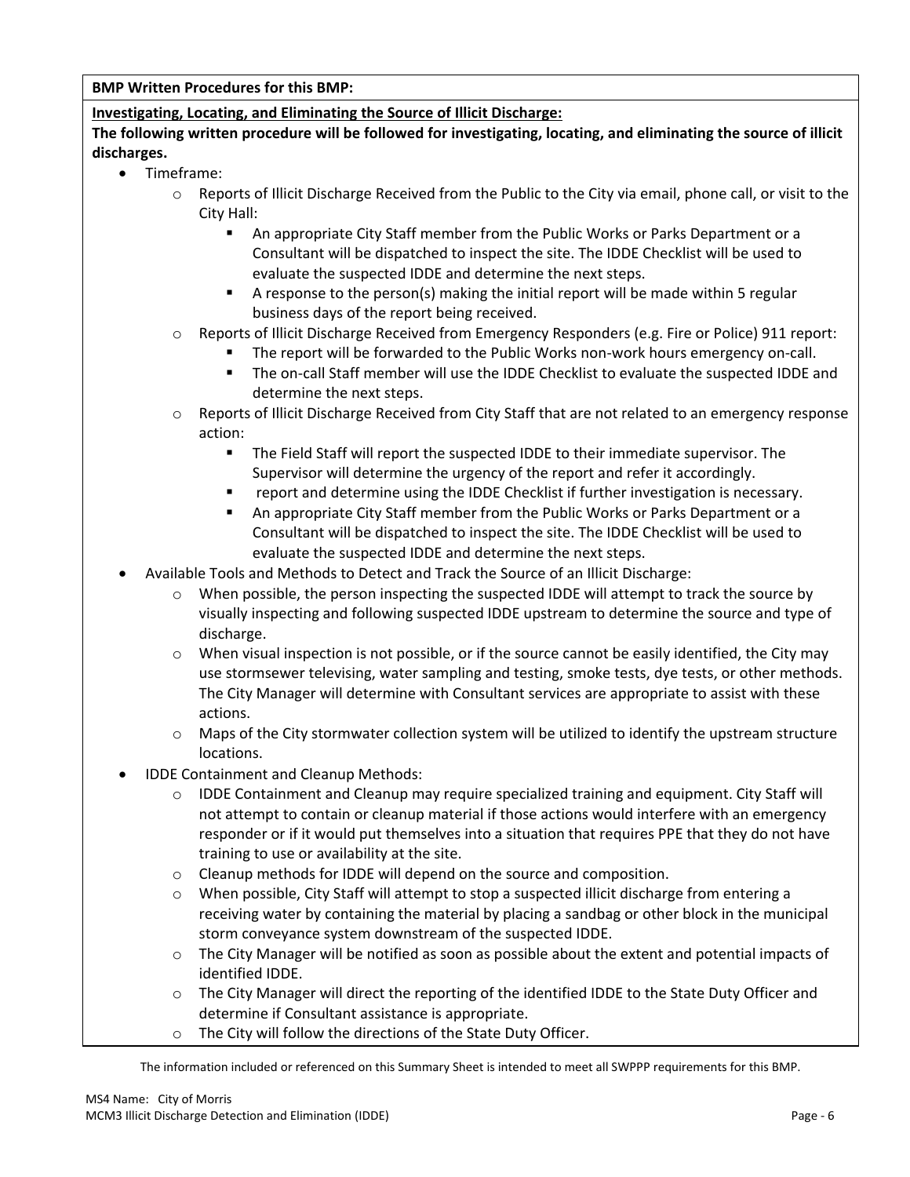**BMP Written Procedures for this BMP:**

**Investigating, Locating, and Eliminating the Source of Illicit Discharge:**

**The following written procedure will be followed for investigating, locating, and eliminating the source of illicit discharges.**

- Timeframe:
  - Reports of Illicit Discharge Received from the Public to the City via email, phone call, or visit to the City Hall:
    - An appropriate City Staff member from the Public Works or Parks Department or a Consultant will be dispatched to inspect the site. The IDDE Checklist will be used to evaluate the suspected IDDE and determine the next steps.
    - A response to the person(s) making the initial report will be made within 5 regular business days of the report being received.
  - Reports of Illicit Discharge Received from Emergency Responders (e.g. Fire or Police) 911 report:
    - The report will be forwarded to the Public Works non-work hours emergency on-call.
    - The on-call Staff member will use the IDDE Checklist to evaluate the suspected IDDE and determine the next steps.
  - Reports of Illicit Discharge Received from City Staff that are not related to an emergency response action:
    - The Field Staff will report the suspected IDDE to their immediate supervisor. The Supervisor will determine the urgency of the report and refer it accordingly.
    - report and determine using the IDDE Checklist if further investigation is necessary.
    - An appropriate City Staff member from the Public Works or Parks Department or a Consultant will be dispatched to inspect the site. The IDDE Checklist will be used to evaluate the suspected IDDE and determine the next steps.
- Available Tools and Methods to Detect and Track the Source of an Illicit Discharge:
  - When possible, the person inspecting the suspected IDDE will attempt to track the source by visually inspecting and following suspected IDDE upstream to determine the source and type of discharge.
  - When visual inspection is not possible, or if the source cannot be easily identified, the City may use stormsewer televising, water sampling and testing, smoke tests, dye tests, or other methods. The City Manager will determine with Consultant services are appropriate to assist with these actions.
  - Maps of the City stormwater collection system will be utilized to identify the upstream structure locations.
- IDDE Containment and Cleanup Methods:
  - IDDE Containment and Cleanup may require specialized training and equipment. City Staff will not attempt to contain or cleanup material if those actions would interfere with an emergency responder or if it would put themselves into a situation that requires PPE that they do not have training to use or availability at the site.
  - Cleanup methods for IDDE will depend on the source and composition.
  - When possible, City Staff will attempt to stop a suspected illicit discharge from entering a receiving water by containing the material by placing a sandbag or other block in the municipal storm conveyance system downstream of the suspected IDDE.
  - The City Manager will be notified as soon as possible about the extent and potential impacts of identified IDDE.
  - The City Manager will direct the reporting of the identified IDDE to the State Duty Officer and determine if Consultant assistance is appropriate.
  - The City will follow the directions of the State Duty Officer.

The information included or referenced on this Summary Sheet is intended to meet all SWPPP requirements for this BMP.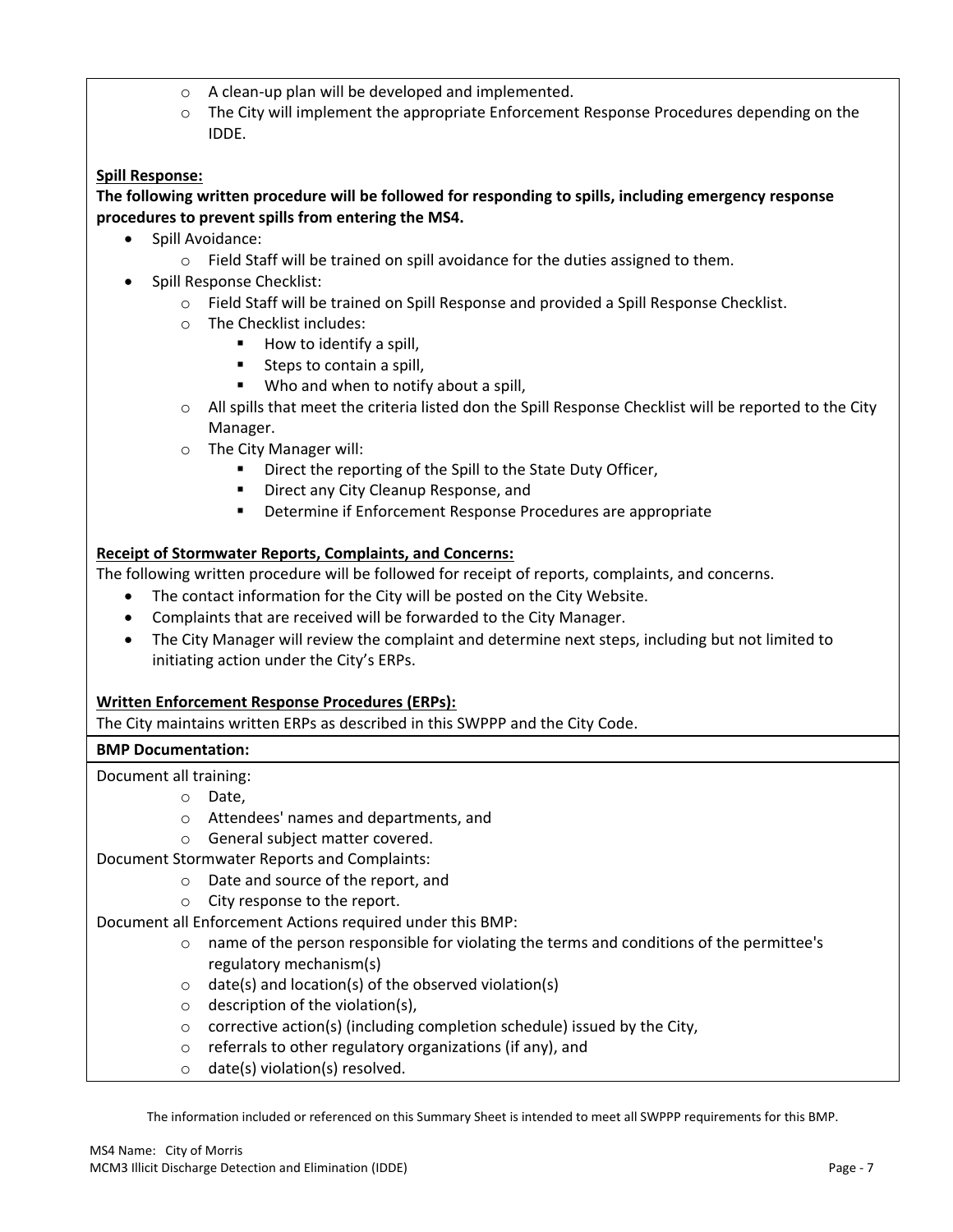- A clean-up plan will be developed and implemented.
- The City will implement the appropriate Enforcement Response Procedures depending on the IDDE.

**Spill Response:**

**The following written procedure will be followed for responding to spills, including emergency response procedures to prevent spills from entering the MS4.**

- Spill Avoidance:
  - Field Staff will be trained on spill avoidance for the duties assigned to them.
- Spill Response Checklist:
  - Field Staff will be trained on Spill Response and provided a Spill Response Checklist.
  - The Checklist includes:
    - How to identify a spill,
    - Steps to contain a spill,
    - Who and when to notify about a spill,
  - All spills that meet the criteria listed don the Spill Response Checklist will be reported to the City Manager.
  - The City Manager will:
    - Direct the reporting of the Spill to the State Duty Officer,
    - Direct any City Cleanup Response, and
    - Determine if Enforcement Response Procedures are appropriate

**Receipt of Stormwater Reports, Complaints, and Concerns:**

The following written procedure will be followed for receipt of reports, complaints, and concerns.

- The contact information for the City will be posted on the City Website.
- Complaints that are received will be forwarded to the City Manager.
- The City Manager will review the complaint and determine next steps, including but not limited to initiating action under the City's ERPs.

**Written Enforcement Response Procedures (ERPs):**

The City maintains written ERPs as described in this SWPPP and the City Code.

**BMP Documentation:**

Document all training:

- Date,
- Attendees' names and departments, and
- General subject matter covered.

Document Stormwater Reports and Complaints:

- Date and source of the report, and
- City response to the report.

Document all Enforcement Actions required under this BMP:

- name of the person responsible for violating the terms and conditions of the permittee's regulatory mechanism(s)
- date(s) and location(s) of the observed violation(s)
- description of the violation(s),
- corrective action(s) (including completion schedule) issued by the City,
- referrals to other regulatory organizations (if any), and
- date(s) violation(s) resolved.

The information included or referenced on this Summary Sheet is intended to meet all SWPPP requirements for this BMP.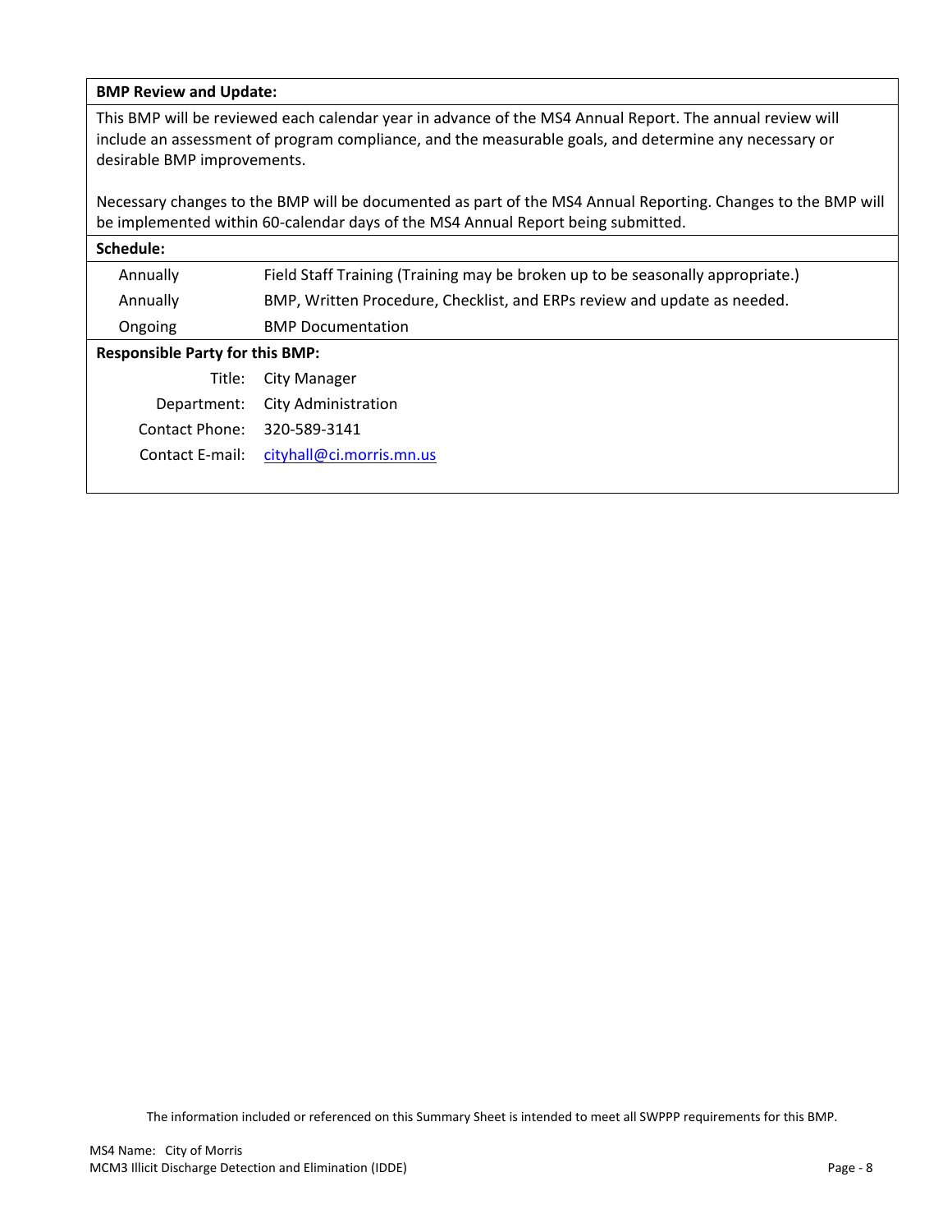**BMP Review and Update:**

This BMP will be reviewed each calendar year in advance of the MS4 Annual Report. The annual review will include an assessment of program compliance, and the measurable goals, and determine any necessary or desirable BMP improvements.

Necessary changes to the BMP will be documented as part of the MS4 Annual Reporting. Changes to the BMP will be implemented within 60-calendar days of the MS4 Annual Report being submitted.

**Schedule:**

| | |
|---|---|
| Annually | Field Staff Training (Training may be broken up to be seasonally appropriate.) |
| Annually | BMP, Written Procedure, Checklist, and ERPs review and update as needed. |
| Ongoing | BMP Documentation |

**Responsible Party for this BMP:**

| | |
|---|---|
| Title: | City Manager |
| Department: | City Administration |
| Contact Phone: | 320-589-3141 |
| Contact E-mail: | cityhall@ci.morris.mn.us |

The information included or referenced on this Summary Sheet is intended to meet all SWPPP requirements for this BMP.

MS4 Name: City of Morris
MCM3 Illicit Discharge Detection and Elimination (IDDE)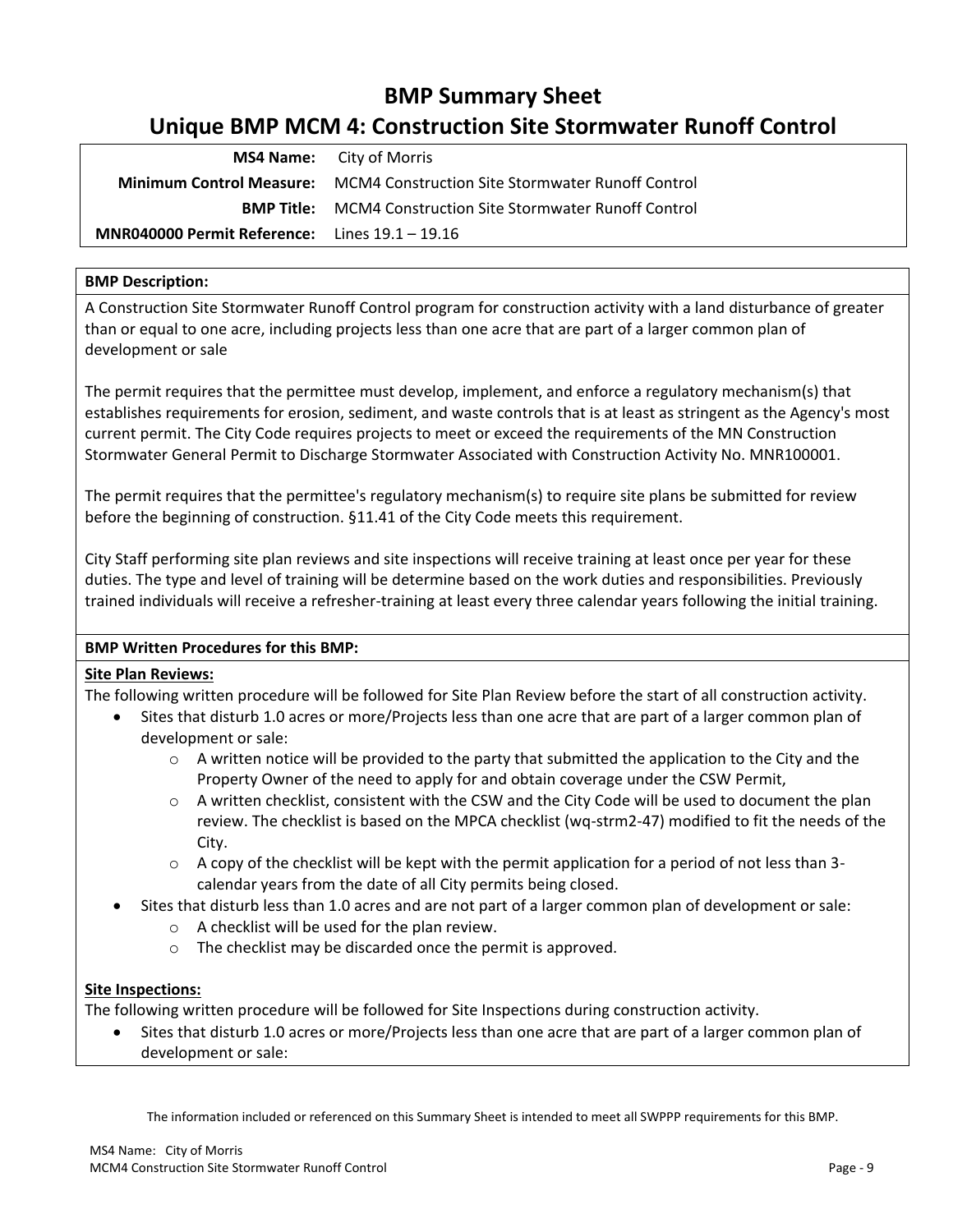# BMP Summary Sheet

## Unique BMP MCM 4: Construction Site Stormwater Runoff Control

| | |
|---|---|
| **MS4 Name:** | City of Morris |
| **Minimum Control Measure:** | MCM4 Construction Site Stormwater Runoff Control |
| **BMP Title:** | MCM4 Construction Site Stormwater Runoff Control |
| **MNR040000 Permit Reference:** | Lines 19.1 – 19.16 |

**BMP Description:**

A Construction Site Stormwater Runoff Control program for construction activity with a land disturbance of greater than or equal to one acre, including projects less than one acre that are part of a larger common plan of development or sale

The permit requires that the permittee must develop, implement, and enforce a regulatory mechanism(s) that establishes requirements for erosion, sediment, and waste controls that is at least as stringent as the Agency's most current permit. The City Code requires projects to meet or exceed the requirements of the MN Construction Stormwater General Permit to Discharge Stormwater Associated with Construction Activity No. MNR100001.

The permit requires that the permittee's regulatory mechanism(s) to require site plans be submitted for review before the beginning of construction. §11.41 of the City Code meets this requirement.

City Staff performing site plan reviews and site inspections will receive training at least once per year for these duties. The type and level of training will be determine based on the work duties and responsibilities. Previously trained individuals will receive a refresher-training at least every three calendar years following the initial training.

**BMP Written Procedures for this BMP:**

**Site Plan Reviews:**

The following written procedure will be followed for Site Plan Review before the start of all construction activity.

- Sites that disturb 1.0 acres or more/Projects less than one acre that are part of a larger common plan of development or sale:
  - A written notice will be provided to the party that submitted the application to the City and the Property Owner of the need to apply for and obtain coverage under the CSW Permit,
  - A written checklist, consistent with the CSW and the City Code will be used to document the plan review. The checklist is based on the MPCA checklist (wq-strm2-47) modified to fit the needs of the City.
  - A copy of the checklist will be kept with the permit application for a period of not less than 3-calendar years from the date of all City permits being closed.
- Sites that disturb less than 1.0 acres and are not part of a larger common plan of development or sale:
  - A checklist will be used for the plan review.
  - The checklist may be discarded once the permit is approved.

**Site Inspections:**

The following written procedure will be followed for Site Inspections during construction activity.

- Sites that disturb 1.0 acres or more/Projects less than one acre that are part of a larger common plan of development or sale:

The information included or referenced on this Summary Sheet is intended to meet all SWPPP requirements for this BMP.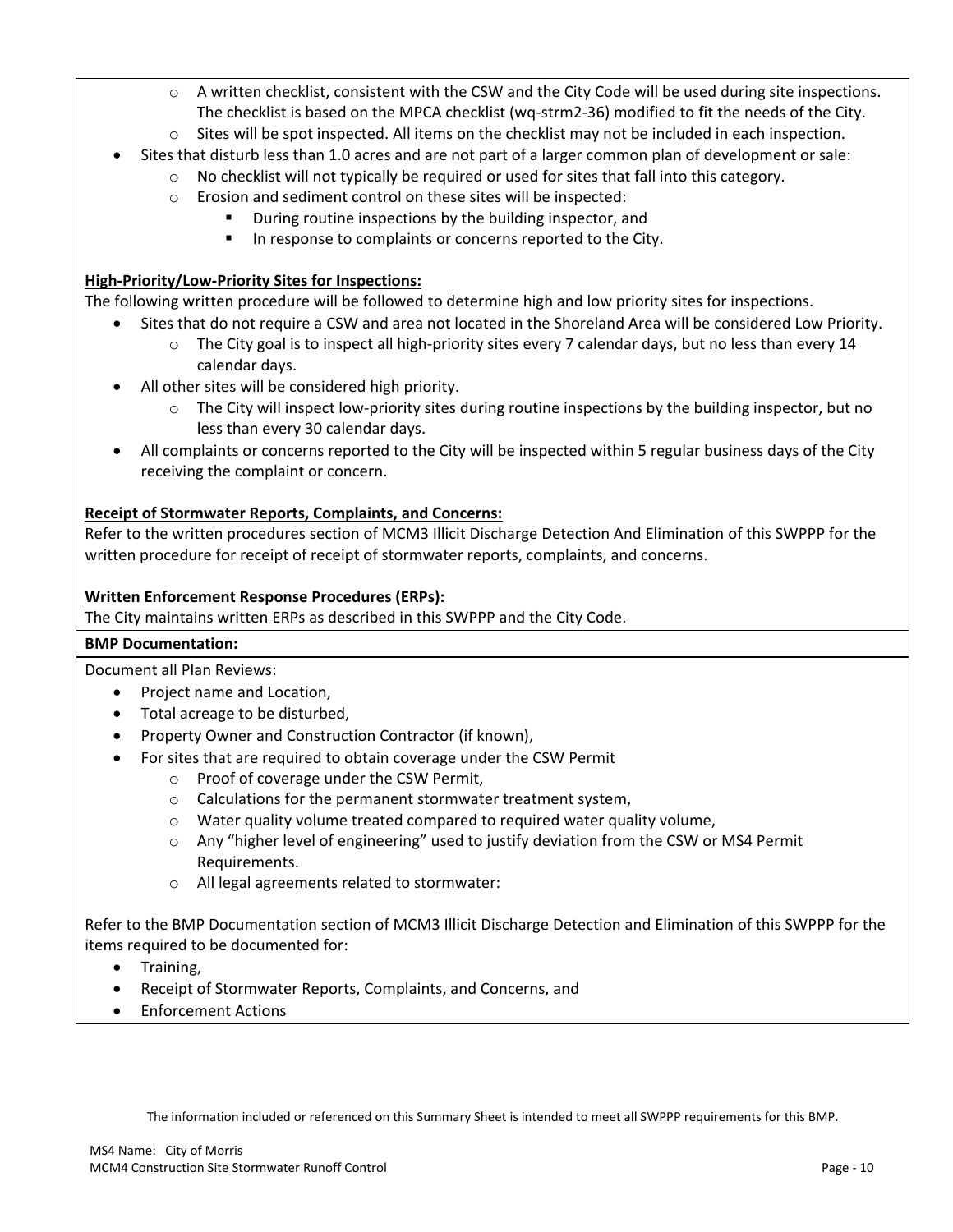- A written checklist, consistent with the CSW and the City Code will be used during site inspections. The checklist is based on the MPCA checklist (wq-strm2-36) modified to fit the needs of the City.
    - Sites will be spot inspected. All items on the checklist may not be included in each inspection.
- Sites that disturb less than 1.0 acres and are not part of a larger common plan of development or sale:
    - No checklist will not typically be required or used for sites that fall into this category.
    - Erosion and sediment control on these sites will be inspected:
        - During routine inspections by the building inspector, and
        - In response to complaints or concerns reported to the City.

**High-Priority/Low-Priority Sites for Inspections:**

The following written procedure will be followed to determine high and low priority sites for inspections.

- Sites that do not require a CSW and area not located in the Shoreland Area will be considered Low Priority.
    - The City goal is to inspect all high-priority sites every 7 calendar days, but no less than every 14 calendar days.
- All other sites will be considered high priority.
    - The City will inspect low-priority sites during routine inspections by the building inspector, but no less than every 30 calendar days.
- All complaints or concerns reported to the City will be inspected within 5 regular business days of the City receiving the complaint or concern.

**Receipt of Stormwater Reports, Complaints, and Concerns:**

Refer to the written procedures section of MCM3 Illicit Discharge Detection And Elimination of this SWPPP for the written procedure for receipt of receipt of stormwater reports, complaints, and concerns.

**Written Enforcement Response Procedures (ERPs):**

The City maintains written ERPs as described in this SWPPP and the City Code.

**BMP Documentation:**

Document all Plan Reviews:

- Project name and Location,
- Total acreage to be disturbed,
- Property Owner and Construction Contractor (if known),
- For sites that are required to obtain coverage under the CSW Permit
    - Proof of coverage under the CSW Permit,
    - Calculations for the permanent stormwater treatment system,
    - Water quality volume treated compared to required water quality volume,
    - Any "higher level of engineering" used to justify deviation from the CSW or MS4 Permit Requirements.
    - All legal agreements related to stormwater:

Refer to the BMP Documentation section of MCM3 Illicit Discharge Detection and Elimination of this SWPPP for the items required to be documented for:

- Training,
- Receipt of Stormwater Reports, Complaints, and Concerns, and
- Enforcement Actions

The information included or referenced on this Summary Sheet is intended to meet all SWPPP requirements for this BMP.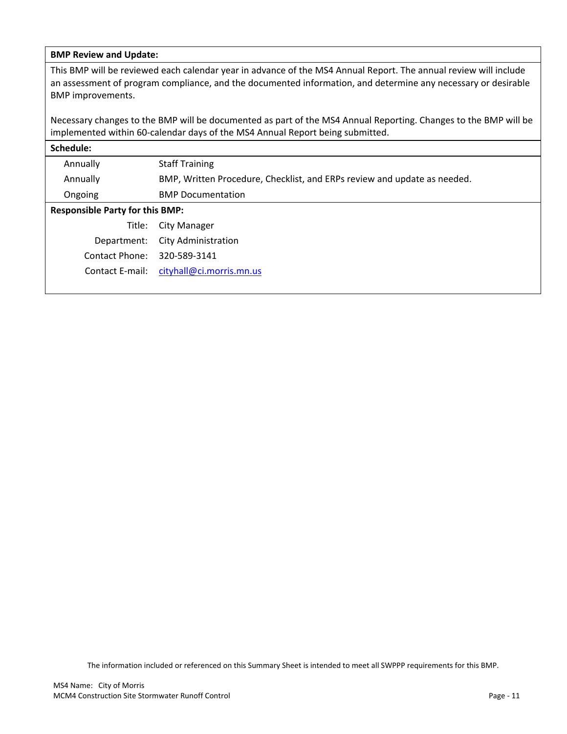**BMP Review and Update:**

This BMP will be reviewed each calendar year in advance of the MS4 Annual Report. The annual review will include an assessment of program compliance, and the documented information, and determine any necessary or desirable BMP improvements.

Necessary changes to the BMP will be documented as part of the MS4 Annual Reporting. Changes to the BMP will be implemented within 60-calendar days of the MS4 Annual Report being submitted.

**Schedule:**

| | |
|---|---|
| Annually | Staff Training |
| Annually | BMP, Written Procedure, Checklist, and ERPs review and update as needed. |
| Ongoing | BMP Documentation |

**Responsible Party for this BMP:**

| | |
|---|---|
| Title: | City Manager |
| Department: | City Administration |
| Contact Phone: | 320-589-3141 |
| Contact E-mail: | cityhall@ci.morris.mn.us |

The information included or referenced on this Summary Sheet is intended to meet all SWPPP requirements for this BMP.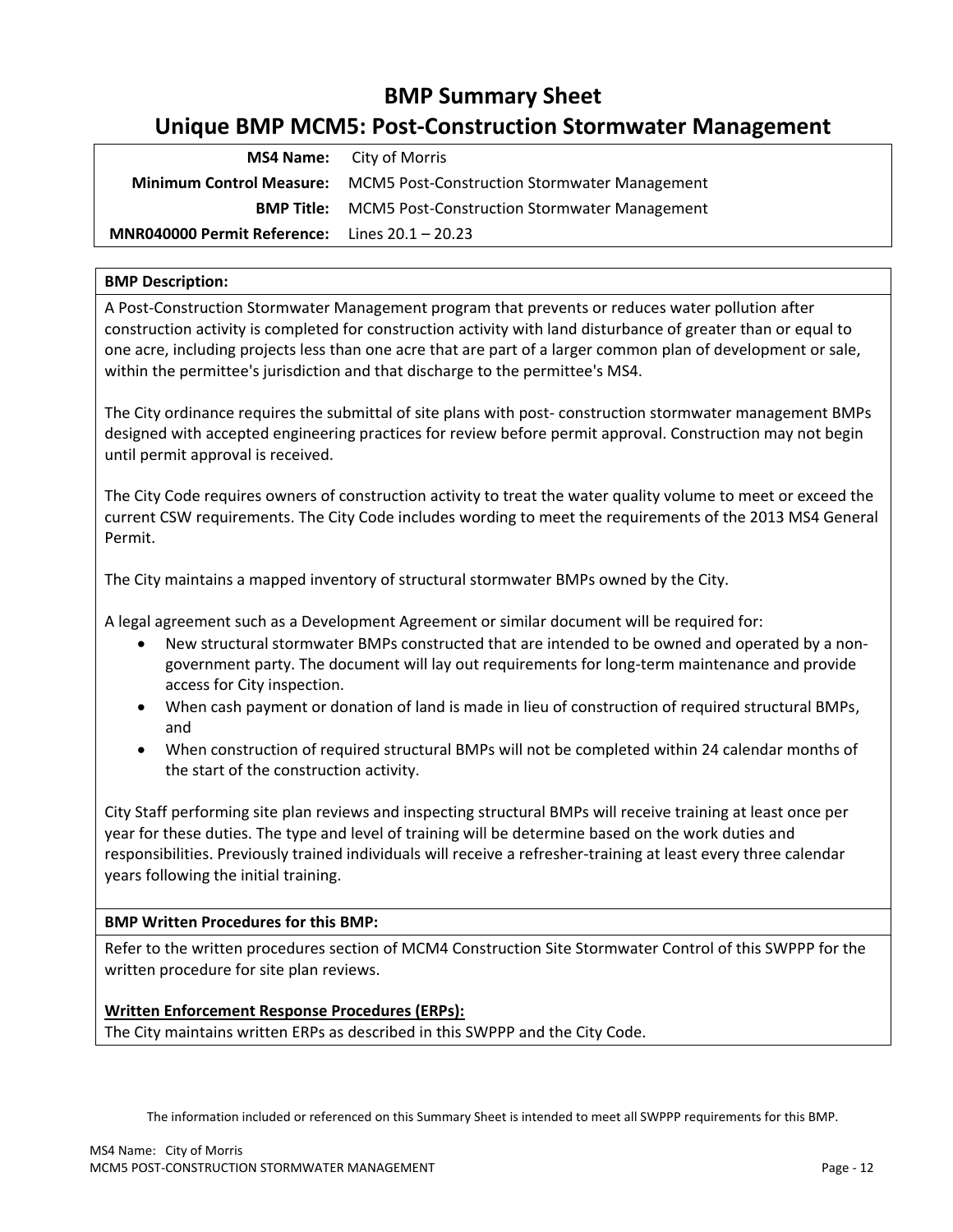# BMP Summary Sheet

## Unique BMP MCM5: Post-Construction Stormwater Management

| | |
|---|---|
| **MS4 Name:** | City of Morris |
| **Minimum Control Measure:** | MCM5 Post-Construction Stormwater Management |
| **BMP Title:** | MCM5 Post-Construction Stormwater Management |
| **MNR040000 Permit Reference:** | Lines 20.1 – 20.23 |

**BMP Description:**

A Post-Construction Stormwater Management program that prevents or reduces water pollution after construction activity is completed for construction activity with land disturbance of greater than or equal to one acre, including projects less than one acre that are part of a larger common plan of development or sale, within the permittee's jurisdiction and that discharge to the permittee's MS4.

The City ordinance requires the submittal of site plans with post- construction stormwater management BMPs designed with accepted engineering practices for review before permit approval. Construction may not begin until permit approval is received.

The City Code requires owners of construction activity to treat the water quality volume to meet or exceed the current CSW requirements. The City Code includes wording to meet the requirements of the 2013 MS4 General Permit.

The City maintains a mapped inventory of structural stormwater BMPs owned by the City.

A legal agreement such as a Development Agreement or similar document will be required for:

- New structural stormwater BMPs constructed that are intended to be owned and operated by a non-government party. The document will lay out requirements for long-term maintenance and provide access for City inspection.
- When cash payment or donation of land is made in lieu of construction of required structural BMPs, and
- When construction of required structural BMPs will not be completed within 24 calendar months of the start of the construction activity.

City Staff performing site plan reviews and inspecting structural BMPs will receive training at least once per year for these duties. The type and level of training will be determine based on the work duties and responsibilities. Previously trained individuals will receive a refresher-training at least every three calendar years following the initial training.

**BMP Written Procedures for this BMP:**

Refer to the written procedures section of MCM4 Construction Site Stormwater Control of this SWPPP for the written procedure for site plan reviews.

**Written Enforcement Response Procedures (ERPs):**

The City maintains written ERPs as described in this SWPPP and the City Code.

The information included or referenced on this Summary Sheet is intended to meet all SWPPP requirements for this BMP.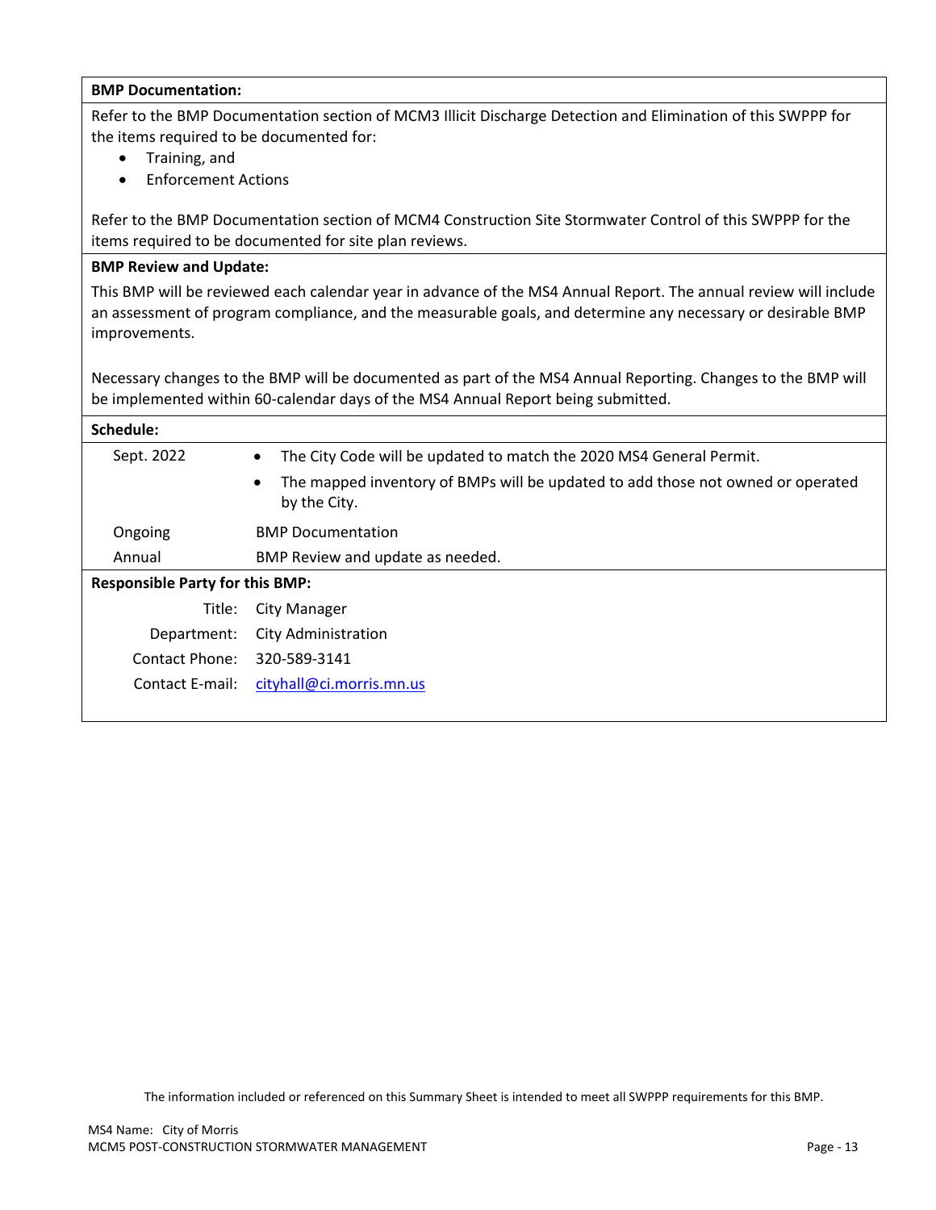**BMP Documentation:**

Refer to the BMP Documentation section of MCM3 Illicit Discharge Detection and Elimination of this SWPPP for the items required to be documented for:

- Training, and
- Enforcement Actions

Refer to the BMP Documentation section of MCM4 Construction Site Stormwater Control of this SWPPP for the items required to be documented for site plan reviews.

**BMP Review and Update:**

This BMP will be reviewed each calendar year in advance of the MS4 Annual Report. The annual review will include an assessment of program compliance, and the measurable goals, and determine any necessary or desirable BMP improvements.

Necessary changes to the BMP will be documented as part of the MS4 Annual Reporting. Changes to the BMP will be implemented within 60-calendar days of the MS4 Annual Report being submitted.

**Schedule:**

| | |
|---|---|
| Sept. 2022 | • The City Code will be updated to match the 2020 MS4 General Permit.<br>• The mapped inventory of BMPs will be updated to add those not owned or operated by the City. |
| Ongoing | BMP Documentation |
| Annual | BMP Review and update as needed. |

**Responsible Party for this BMP:**

| | |
|---|---|
| Title: | City Manager |
| Department: | City Administration |
| Contact Phone: | 320-589-3141 |
| Contact E-mail: | cityhall@ci.morris.mn.us |

The information included or referenced on this Summary Sheet is intended to meet all SWPPP requirements for this BMP.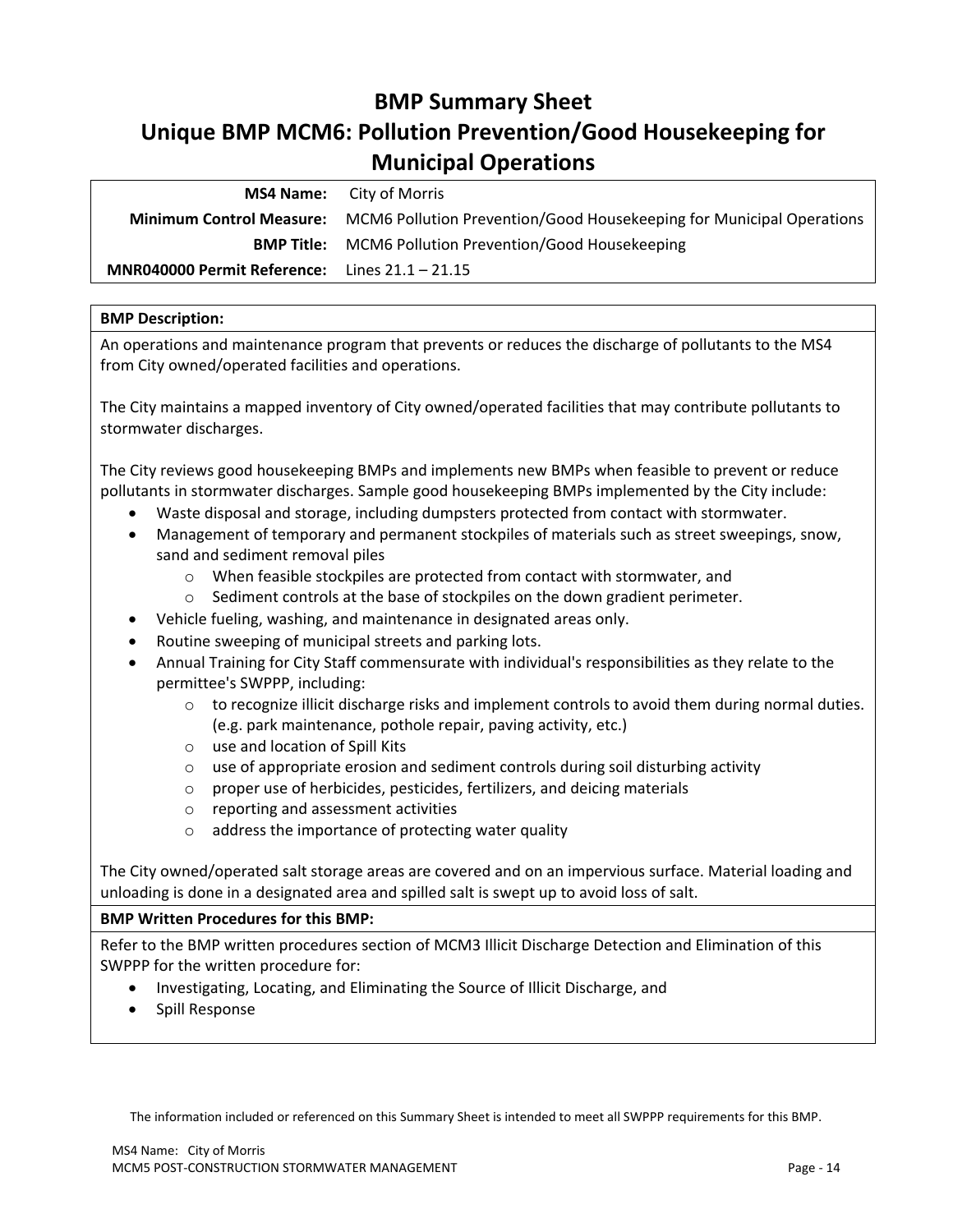# BMP Summary Sheet
# Unique BMP MCM6: Pollution Prevention/Good Housekeeping for Municipal Operations

| | |
|---|---|
| **MS4 Name:** | City of Morris |
| **Minimum Control Measure:** | MCM6 Pollution Prevention/Good Housekeeping for Municipal Operations |
| **BMP Title:** | MCM6 Pollution Prevention/Good Housekeeping |
| **MNR040000 Permit Reference:** | Lines 21.1 – 21.15 |

**BMP Description:**

An operations and maintenance program that prevents or reduces the discharge of pollutants to the MS4 from City owned/operated facilities and operations.

The City maintains a mapped inventory of City owned/operated facilities that may contribute pollutants to stormwater discharges.

The City reviews good housekeeping BMPs and implements new BMPs when feasible to prevent or reduce pollutants in stormwater discharges. Sample good housekeeping BMPs implemented by the City include:

- Waste disposal and storage, including dumpsters protected from contact with stormwater.
- Management of temporary and permanent stockpiles of materials such as street sweepings, snow, sand and sediment removal piles
  - When feasible stockpiles are protected from contact with stormwater, and
  - Sediment controls at the base of stockpiles on the down gradient perimeter.
- Vehicle fueling, washing, and maintenance in designated areas only.
- Routine sweeping of municipal streets and parking lots.
- Annual Training for City Staff commensurate with individual's responsibilities as they relate to the permittee's SWPPP, including:
  - to recognize illicit discharge risks and implement controls to avoid them during normal duties. (e.g. park maintenance, pothole repair, paving activity, etc.)
  - use and location of Spill Kits
  - use of appropriate erosion and sediment controls during soil disturbing activity
  - proper use of herbicides, pesticides, fertilizers, and deicing materials
  - reporting and assessment activities
  - address the importance of protecting water quality

The City owned/operated salt storage areas are covered and on an impervious surface. Material loading and unloading is done in a designated area and spilled salt is swept up to avoid loss of salt.

**BMP Written Procedures for this BMP:**

Refer to the BMP written procedures section of MCM3 Illicit Discharge Detection and Elimination of this SWPPP for the written procedure for:

- Investigating, Locating, and Eliminating the Source of Illicit Discharge, and
- Spill Response

The information included or referenced on this Summary Sheet is intended to meet all SWPPP requirements for this BMP.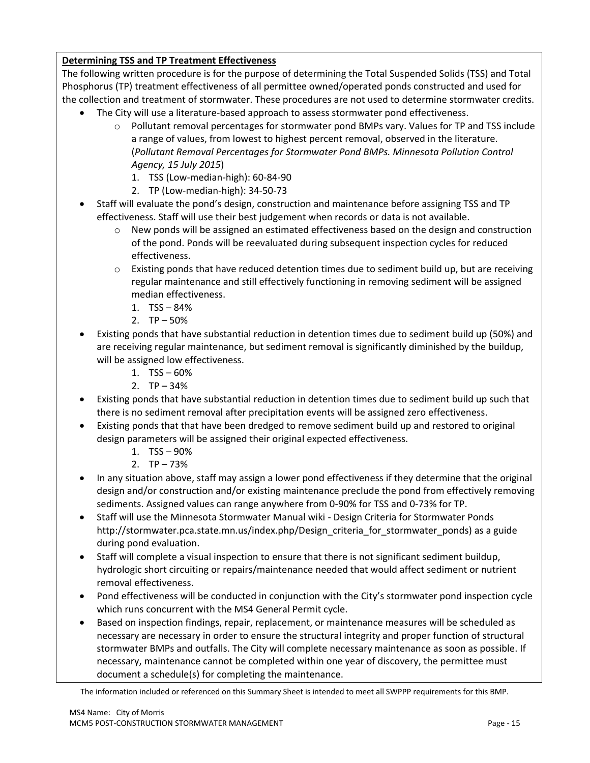**Determining TSS and TP Treatment Effectiveness**

The following written procedure is for the purpose of determining the Total Suspended Solids (TSS) and Total Phosphorus (TP) treatment effectiveness of all permittee owned/operated ponds constructed and used for the collection and treatment of stormwater. These procedures are not used to determine stormwater credits.

- The City will use a literature-based approach to assess stormwater pond effectiveness.
  - Pollutant removal percentages for stormwater pond BMPs vary. Values for TP and TSS include a range of values, from lowest to highest percent removal, observed in the literature. (*Pollutant Removal Percentages for Stormwater Pond BMPs. Minnesota Pollution Control Agency, 15 July 2015*)
    1. TSS (Low-median-high): 60-84-90
    2. TP (Low-median-high): 34-50-73
- Staff will evaluate the pond's design, construction and maintenance before assigning TSS and TP effectiveness. Staff will use their best judgement when records or data is not available.
  - New ponds will be assigned an estimated effectiveness based on the design and construction of the pond. Ponds will be reevaluated during subsequent inspection cycles for reduced effectiveness.
  - Existing ponds that have reduced detention times due to sediment build up, but are receiving regular maintenance and still effectively functioning in removing sediment will be assigned median effectiveness.
    1. TSS – 84%
    2. TP – 50%
- Existing ponds that have substantial reduction in detention times due to sediment build up (50%) and are receiving regular maintenance, but sediment removal is significantly diminished by the buildup, will be assigned low effectiveness.
  1. TSS – 60%
  2. TP – 34%
- Existing ponds that have substantial reduction in detention times due to sediment build up such that there is no sediment removal after precipitation events will be assigned zero effectiveness.
- Existing ponds that that have been dredged to remove sediment build up and restored to original design parameters will be assigned their original expected effectiveness.
  1. TSS – 90%
  2. TP – 73%
- In any situation above, staff may assign a lower pond effectiveness if they determine that the original design and/or construction and/or existing maintenance preclude the pond from effectively removing sediments. Assigned values can range anywhere from 0-90% for TSS and 0-73% for TP.
- Staff will use the Minnesota Stormwater Manual wiki - Design Criteria for Stormwater Ponds http://stormwater.pca.state.mn.us/index.php/Design_criteria_for_stormwater_ponds) as a guide during pond evaluation.
- Staff will complete a visual inspection to ensure that there is not significant sediment buildup, hydrologic short circuiting or repairs/maintenance needed that would affect sediment or nutrient removal effectiveness.
- Pond effectiveness will be conducted in conjunction with the City's stormwater pond inspection cycle which runs concurrent with the MS4 General Permit cycle.
- Based on inspection findings, repair, replacement, or maintenance measures will be scheduled as necessary are necessary in order to ensure the structural integrity and proper function of structural stormwater BMPs and outfalls. The City will complete necessary maintenance as soon as possible. If necessary, maintenance cannot be completed within one year of discovery, the permittee must document a schedule(s) for completing the maintenance.

The information included or referenced on this Summary Sheet is intended to meet all SWPPP requirements for this BMP.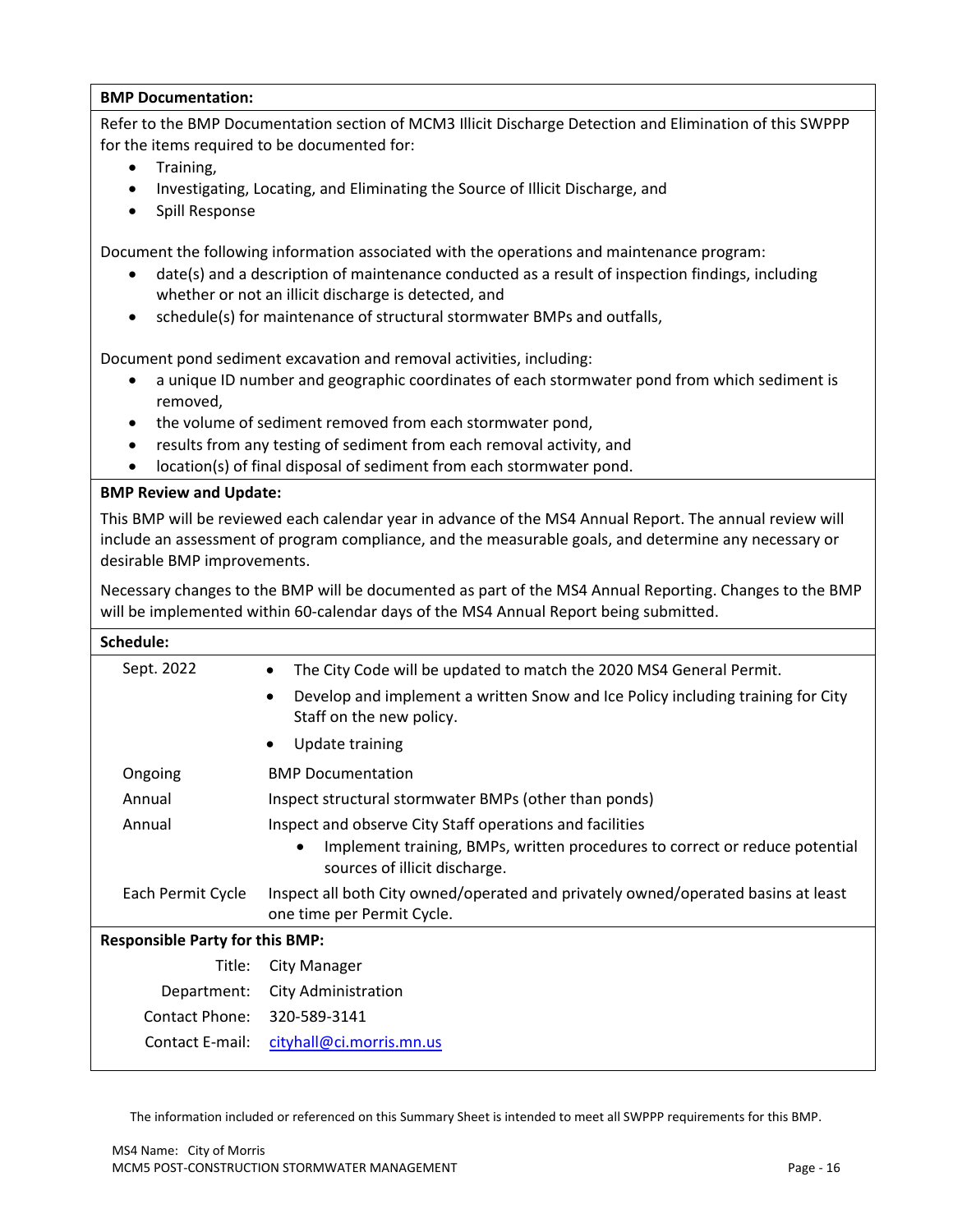**BMP Documentation:**

Refer to the BMP Documentation section of MCM3 Illicit Discharge Detection and Elimination of this SWPPP for the items required to be documented for:

- Training,
- Investigating, Locating, and Eliminating the Source of Illicit Discharge, and
- Spill Response

Document the following information associated with the operations and maintenance program:

- date(s) and a description of maintenance conducted as a result of inspection findings, including whether or not an illicit discharge is detected, and
- schedule(s) for maintenance of structural stormwater BMPs and outfalls,

Document pond sediment excavation and removal activities, including:

- a unique ID number and geographic coordinates of each stormwater pond from which sediment is removed,
- the volume of sediment removed from each stormwater pond,
- results from any testing of sediment from each removal activity, and
- location(s) of final disposal of sediment from each stormwater pond.

**BMP Review and Update:**

This BMP will be reviewed each calendar year in advance of the MS4 Annual Report. The annual review will include an assessment of program compliance, and the measurable goals, and determine any necessary or desirable BMP improvements.

Necessary changes to the BMP will be documented as part of the MS4 Annual Reporting. Changes to the BMP will be implemented within 60-calendar days of the MS4 Annual Report being submitted.

**Schedule:**

| | |
|---|---|
| Sept. 2022 | • The City Code will be updated to match the 2020 MS4 General Permit.<br>• Develop and implement a written Snow and Ice Policy including training for City Staff on the new policy.<br>• Update training |
| Ongoing | BMP Documentation |
| Annual | Inspect structural stormwater BMPs (other than ponds) |
| Annual | Inspect and observe City Staff operations and facilities<br>• Implement training, BMPs, written procedures to correct or reduce potential sources of illicit discharge. |
| Each Permit Cycle | Inspect all both City owned/operated and privately owned/operated basins at least one time per Permit Cycle. |

**Responsible Party for this BMP:**

| | |
|---|---|
| Title: | City Manager |
| Department: | City Administration |
| Contact Phone: | 320-589-3141 |
| Contact E-mail: | cityhall@ci.morris.mn.us |

The information included or referenced on this Summary Sheet is intended to meet all SWPPP requirements for this BMP.